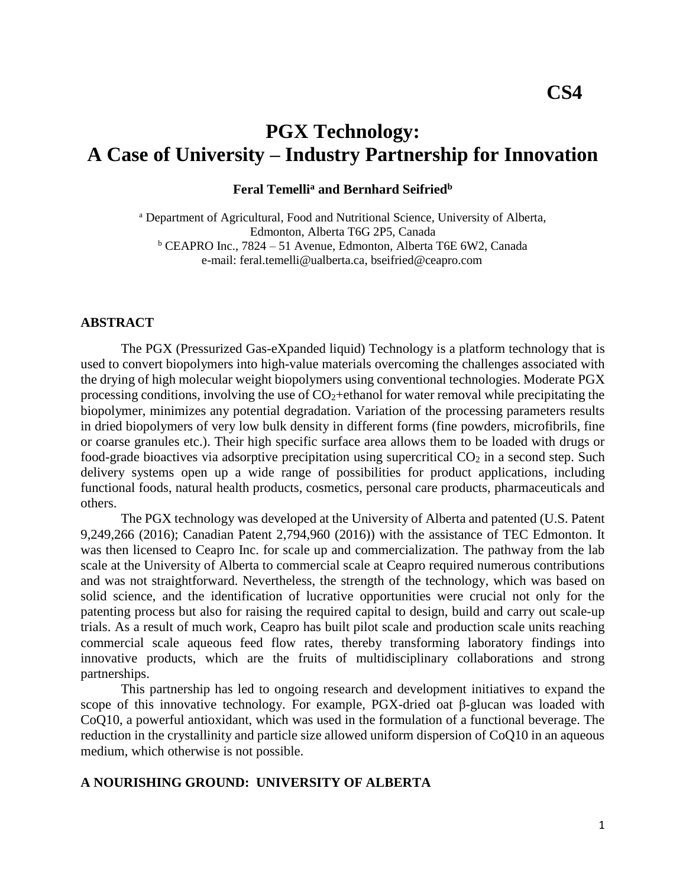**CS4**

# PGX Technology:
# A Case of University – Industry Partnership for Innovation

**Feral Temelli[a] and Bernhard Seifried[b]**

[a] Department of Agricultural, Food and Nutritional Science, University of Alberta, Edmonton, Alberta T6G 2P5, Canada
[b] CEAPRO Inc., 7824 – 51 Avenue, Edmonton, Alberta T6E 6W2, Canada
e-mail: feral.temelli@ualberta.ca, bseifried@ceapro.com

## ABSTRACT

The PGX (Pressurized Gas-eXpanded liquid) Technology is a platform technology that is used to convert biopolymers into high-value materials overcoming the challenges associated with the drying of high molecular weight biopolymers using conventional technologies. Moderate PGX processing conditions, involving the use of $CO_2$+ethanol for water removal while precipitating the biopolymer, minimizes any potential degradation. Variation of the processing parameters results in dried biopolymers of very low bulk density in different forms (fine powders, microfibrils, fine or coarse granules etc.). Their high specific surface area allows them to be loaded with drugs or food-grade bioactives via adsorptive precipitation using supercritical $CO_2$ in a second step. Such delivery systems open up a wide range of possibilities for product applications, including functional foods, natural health products, cosmetics, personal care products, pharmaceuticals and others.

The PGX technology was developed at the University of Alberta and patented (U.S. Patent 9,249,266 (2016); Canadian Patent 2,794,960 (2016)) with the assistance of TEC Edmonton. It was then licensed to Ceapro Inc. for scale up and commercialization. The pathway from the lab scale at the University of Alberta to commercial scale at Ceapro required numerous contributions and was not straightforward. Nevertheless, the strength of the technology, which was based on solid science, and the identification of lucrative opportunities were crucial not only for the patenting process but also for raising the required capital to design, build and carry out scale-up trials. As a result of much work, Ceapro has built pilot scale and production scale units reaching commercial scale aqueous feed flow rates, thereby transforming laboratory findings into innovative products, which are the fruits of multidisciplinary collaborations and strong partnerships.

This partnership has led to ongoing research and development initiatives to expand the scope of this innovative technology. For example, PGX-dried oat β-glucan was loaded with CoQ10, a powerful antioxidant, which was used in the formulation of a functional beverage. The reduction in the crystallinity and particle size allowed uniform dispersion of CoQ10 in an aqueous medium, which otherwise is not possible.

## A NOURISHING GROUND: UNIVERSITY OF ALBERTA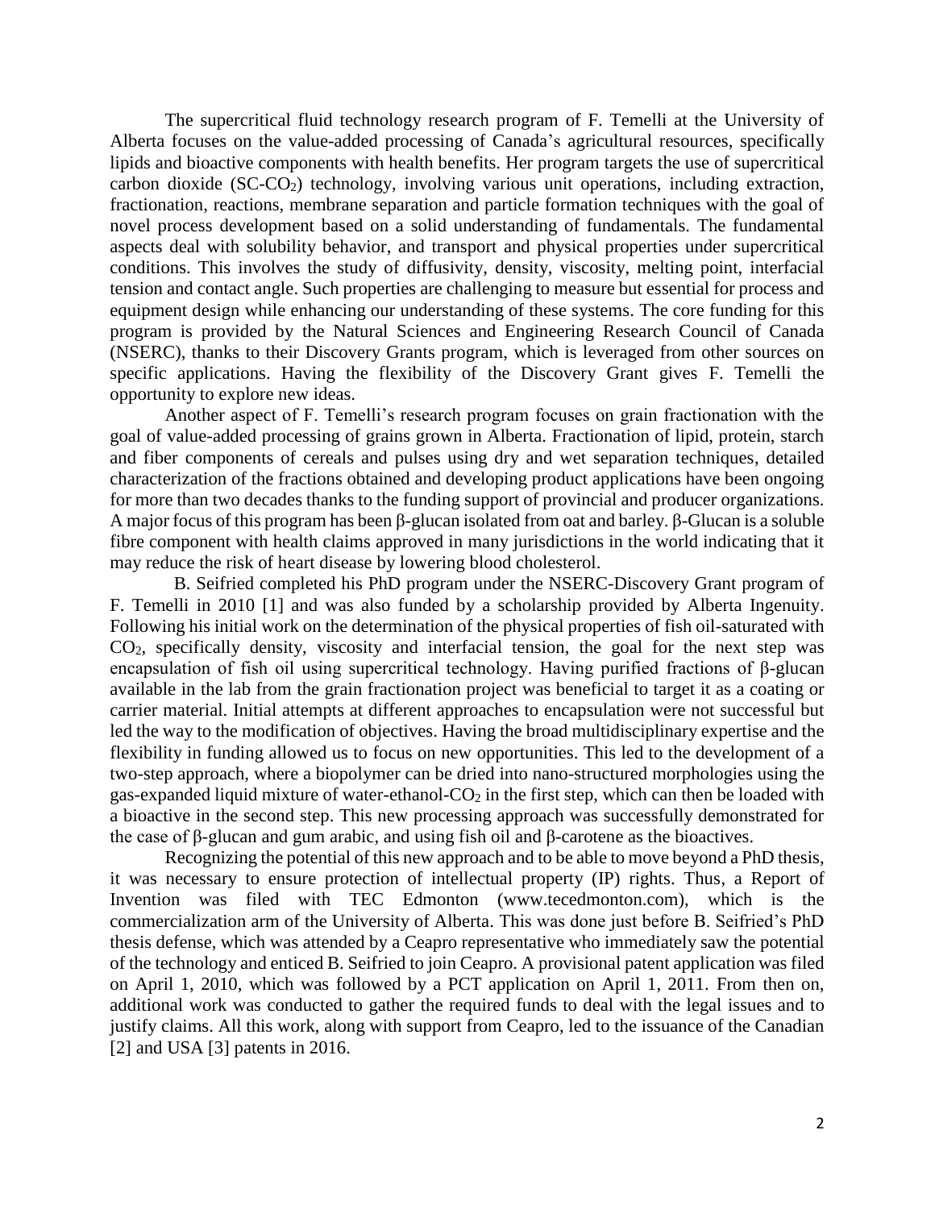The supercritical fluid technology research program of F. Temelli at the University of Alberta focuses on the value-added processing of Canada's agricultural resources, specifically lipids and bioactive components with health benefits. Her program targets the use of supercritical carbon dioxide (SC-$CO_2$) technology, involving various unit operations, including extraction, fractionation, reactions, membrane separation and particle formation techniques with the goal of novel process development based on a solid understanding of fundamentals. The fundamental aspects deal with solubility behavior, and transport and physical properties under supercritical conditions. This involves the study of diffusivity, density, viscosity, melting point, interfacial tension and contact angle. Such properties are challenging to measure but essential for process and equipment design while enhancing our understanding of these systems. The core funding for this program is provided by the Natural Sciences and Engineering Research Council of Canada (NSERC), thanks to their Discovery Grants program, which is leveraged from other sources on specific applications. Having the flexibility of the Discovery Grant gives F. Temelli the opportunity to explore new ideas.

Another aspect of F. Temelli's research program focuses on grain fractionation with the goal of value-added processing of grains grown in Alberta. Fractionation of lipid, protein, starch and fiber components of cereals and pulses using dry and wet separation techniques, detailed characterization of the fractions obtained and developing product applications have been ongoing for more than two decades thanks to the funding support of provincial and producer organizations. A major focus of this program has been β-glucan isolated from oat and barley. β-Glucan is a soluble fibre component with health claims approved in many jurisdictions in the world indicating that it may reduce the risk of heart disease by lowering blood cholesterol.

B. Seifried completed his PhD program under the NSERC-Discovery Grant program of F. Temelli in 2010 [1] and was also funded by a scholarship provided by Alberta Ingenuity. Following his initial work on the determination of the physical properties of fish oil-saturated with $CO_2$, specifically density, viscosity and interfacial tension, the goal for the next step was encapsulation of fish oil using supercritical technology. Having purified fractions of β-glucan available in the lab from the grain fractionation project was beneficial to target it as a coating or carrier material. Initial attempts at different approaches to encapsulation were not successful but led the way to the modification of objectives. Having the broad multidisciplinary expertise and the flexibility in funding allowed us to focus on new opportunities. This led to the development of a two-step approach, where a biopolymer can be dried into nano-structured morphologies using the gas-expanded liquid mixture of water-ethanol-$CO_2$ in the first step, which can then be loaded with a bioactive in the second step. This new processing approach was successfully demonstrated for the case of β-glucan and gum arabic, and using fish oil and β-carotene as the bioactives.

Recognizing the potential of this new approach and to be able to move beyond a PhD thesis, it was necessary to ensure protection of intellectual property (IP) rights. Thus, a Report of Invention was filed with TEC Edmonton (www.tecedmonton.com), which is the commercialization arm of the University of Alberta. This was done just before B. Seifried's PhD thesis defense, which was attended by a Ceapro representative who immediately saw the potential of the technology and enticed B. Seifried to join Ceapro. A provisional patent application was filed on April 1, 2010, which was followed by a PCT application on April 1, 2011. From then on, additional work was conducted to gather the required funds to deal with the legal issues and to justify claims. All this work, along with support from Ceapro, led to the issuance of the Canadian [2] and USA [3] patents in 2016.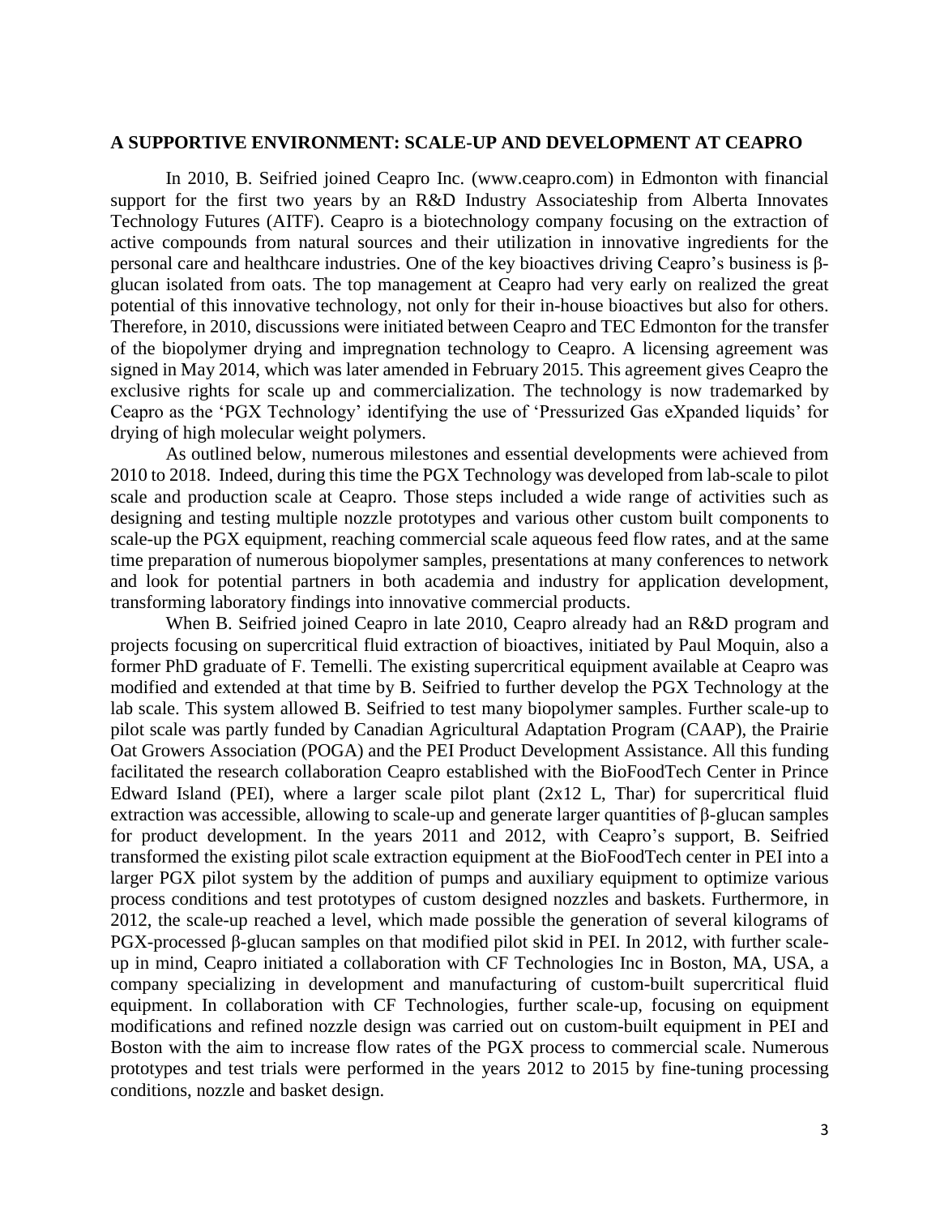## A SUPPORTIVE ENVIRONMENT: SCALE-UP AND DEVELOPMENT AT CEAPRO

In 2010, B. Seifried joined Ceapro Inc. (www.ceapro.com) in Edmonton with financial support for the first two years by an R&D Industry Associateship from Alberta Innovates Technology Futures (AITF). Ceapro is a biotechnology company focusing on the extraction of active compounds from natural sources and their utilization in innovative ingredients for the personal care and healthcare industries. One of the key bioactives driving Ceapro's business is β-glucan isolated from oats. The top management at Ceapro had very early on realized the great potential of this innovative technology, not only for their in-house bioactives but also for others. Therefore, in 2010, discussions were initiated between Ceapro and TEC Edmonton for the transfer of the biopolymer drying and impregnation technology to Ceapro. A licensing agreement was signed in May 2014, which was later amended in February 2015. This agreement gives Ceapro the exclusive rights for scale up and commercialization. The technology is now trademarked by Ceapro as the 'PGX Technology' identifying the use of 'Pressurized Gas eXpanded liquids' for drying of high molecular weight polymers.

As outlined below, numerous milestones and essential developments were achieved from 2010 to 2018. Indeed, during this time the PGX Technology was developed from lab-scale to pilot scale and production scale at Ceapro. Those steps included a wide range of activities such as designing and testing multiple nozzle prototypes and various other custom built components to scale-up the PGX equipment, reaching commercial scale aqueous feed flow rates, and at the same time preparation of numerous biopolymer samples, presentations at many conferences to network and look for potential partners in both academia and industry for application development, transforming laboratory findings into innovative commercial products.

When B. Seifried joined Ceapro in late 2010, Ceapro already had an R&D program and projects focusing on supercritical fluid extraction of bioactives, initiated by Paul Moquin, also a former PhD graduate of F. Temelli. The existing supercritical equipment available at Ceapro was modified and extended at that time by B. Seifried to further develop the PGX Technology at the lab scale. This system allowed B. Seifried to test many biopolymer samples. Further scale-up to pilot scale was partly funded by Canadian Agricultural Adaptation Program (CAAP), the Prairie Oat Growers Association (POGA) and the PEI Product Development Assistance. All this funding facilitated the research collaboration Ceapro established with the BioFoodTech Center in Prince Edward Island (PEI), where a larger scale pilot plant (2x12 L, Thar) for supercritical fluid extraction was accessible, allowing to scale-up and generate larger quantities of β-glucan samples for product development. In the years 2011 and 2012, with Ceapro's support, B. Seifried transformed the existing pilot scale extraction equipment at the BioFoodTech center in PEI into a larger PGX pilot system by the addition of pumps and auxiliary equipment to optimize various process conditions and test prototypes of custom designed nozzles and baskets. Furthermore, in 2012, the scale-up reached a level, which made possible the generation of several kilograms of PGX-processed β-glucan samples on that modified pilot skid in PEI. In 2012, with further scale-up in mind, Ceapro initiated a collaboration with CF Technologies Inc in Boston, MA, USA, a company specializing in development and manufacturing of custom-built supercritical fluid equipment. In collaboration with CF Technologies, further scale-up, focusing on equipment modifications and refined nozzle design was carried out on custom-built equipment in PEI and Boston with the aim to increase flow rates of the PGX process to commercial scale. Numerous prototypes and test trials were performed in the years 2012 to 2015 by fine-tuning processing conditions, nozzle and basket design.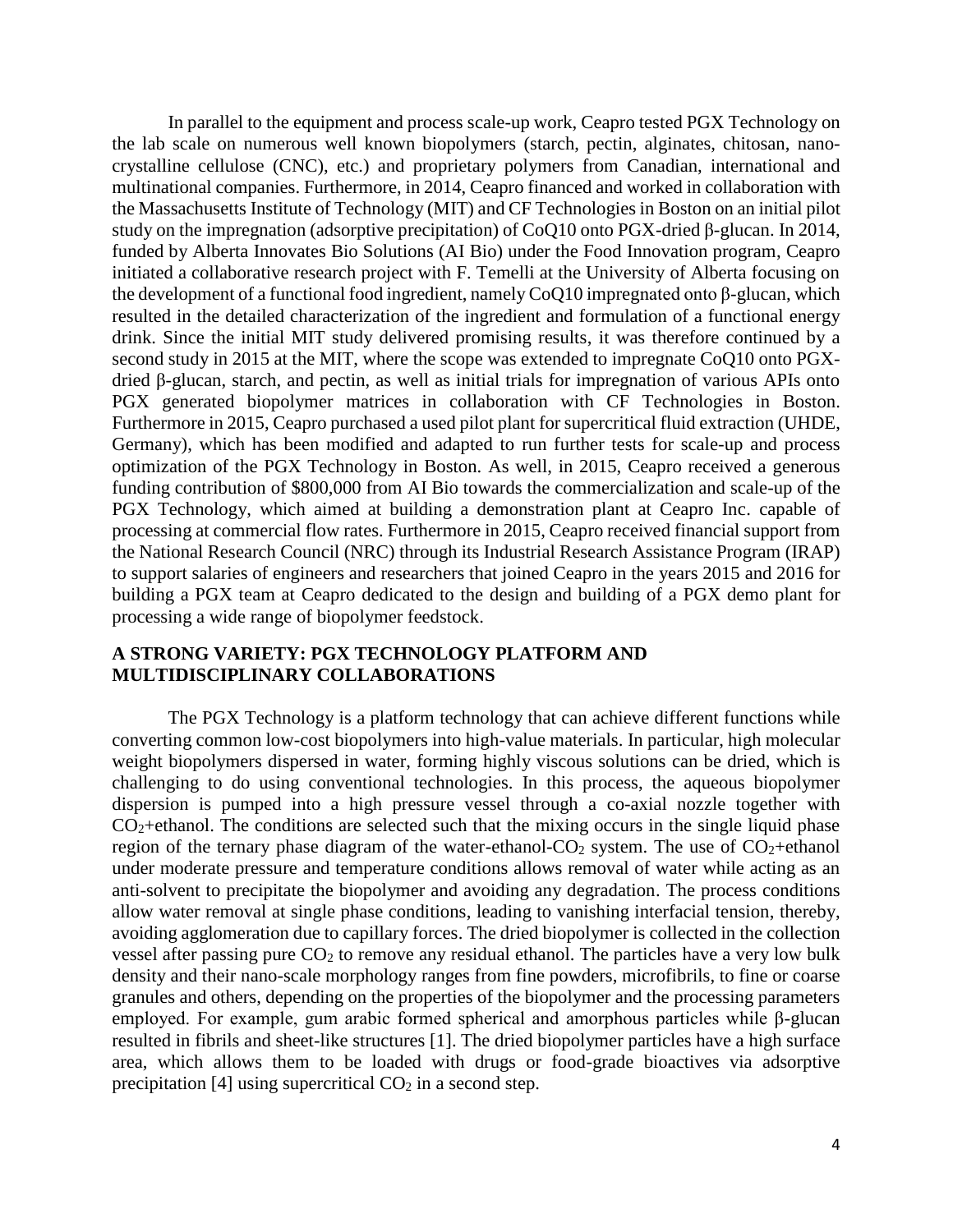In parallel to the equipment and process scale-up work, Ceapro tested PGX Technology on the lab scale on numerous well known biopolymers (starch, pectin, alginates, chitosan, nano-crystalline cellulose (CNC), etc.) and proprietary polymers from Canadian, international and multinational companies. Furthermore, in 2014, Ceapro financed and worked in collaboration with the Massachusetts Institute of Technology (MIT) and CF Technologies in Boston on an initial pilot study on the impregnation (adsorptive precipitation) of CoQ10 onto PGX-dried β-glucan. In 2014, funded by Alberta Innovates Bio Solutions (AI Bio) under the Food Innovation program, Ceapro initiated a collaborative research project with F. Temelli at the University of Alberta focusing on the development of a functional food ingredient, namely CoQ10 impregnated onto β-glucan, which resulted in the detailed characterization of the ingredient and formulation of a functional energy drink. Since the initial MIT study delivered promising results, it was therefore continued by a second study in 2015 at the MIT, where the scope was extended to impregnate CoQ10 onto PGX-dried β-glucan, starch, and pectin, as well as initial trials for impregnation of various APIs onto PGX generated biopolymer matrices in collaboration with CF Technologies in Boston. Furthermore in 2015, Ceapro purchased a used pilot plant for supercritical fluid extraction (UHDE, Germany), which has been modified and adapted to run further tests for scale-up and process optimization of the PGX Technology in Boston. As well, in 2015, Ceapro received a generous funding contribution of $800,000 from AI Bio towards the commercialization and scale-up of the PGX Technology, which aimed at building a demonstration plant at Ceapro Inc. capable of processing at commercial flow rates. Furthermore in 2015, Ceapro received financial support from the National Research Council (NRC) through its Industrial Research Assistance Program (IRAP) to support salaries of engineers and researchers that joined Ceapro in the years 2015 and 2016 for building a PGX team at Ceapro dedicated to the design and building of a PGX demo plant for processing a wide range of biopolymer feedstock.

## A STRONG VARIETY: PGX TECHNOLOGY PLATFORM AND MULTIDISCIPLINARY COLLABORATIONS

The PGX Technology is a platform technology that can achieve different functions while converting common low-cost biopolymers into high-value materials. In particular, high molecular weight biopolymers dispersed in water, forming highly viscous solutions can be dried, which is challenging to do using conventional technologies. In this process, the aqueous biopolymer dispersion is pumped into a high pressure vessel through a co-axial nozzle together with $CO_2$+ethanol. The conditions are selected such that the mixing occurs in the single liquid phase region of the ternary phase diagram of the water-ethanol-$CO_2$ system. The use of $CO_2$+ethanol under moderate pressure and temperature conditions allows removal of water while acting as an anti-solvent to precipitate the biopolymer and avoiding any degradation. The process conditions allow water removal at single phase conditions, leading to vanishing interfacial tension, thereby, avoiding agglomeration due to capillary forces. The dried biopolymer is collected in the collection vessel after passing pure $CO_2$ to remove any residual ethanol. The particles have a very low bulk density and their nano-scale morphology ranges from fine powders, microfibrils, to fine or coarse granules and others, depending on the properties of the biopolymer and the processing parameters employed. For example, gum arabic formed spherical and amorphous particles while β-glucan resulted in fibrils and sheet-like structures [1]. The dried biopolymer particles have a high surface area, which allows them to be loaded with drugs or food-grade bioactives via adsorptive precipitation [4] using supercritical $CO_2$ in a second step.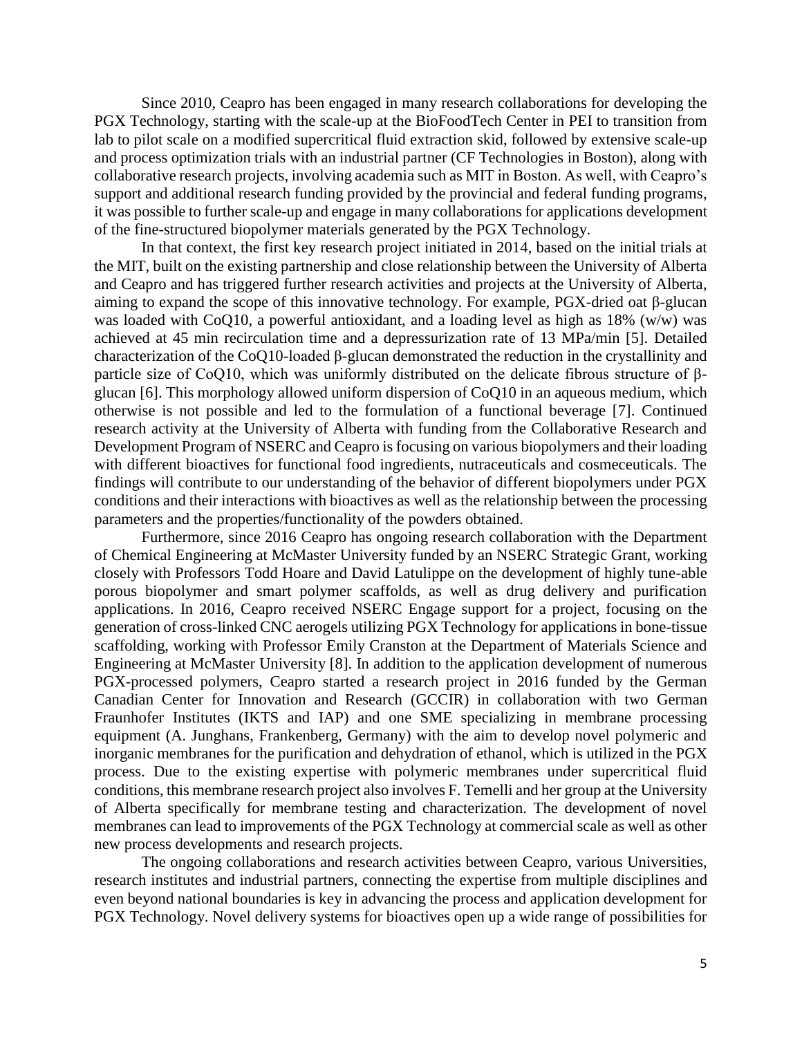Since 2010, Ceapro has been engaged in many research collaborations for developing the PGX Technology, starting with the scale-up at the BioFoodTech Center in PEI to transition from lab to pilot scale on a modified supercritical fluid extraction skid, followed by extensive scale-up and process optimization trials with an industrial partner (CF Technologies in Boston), along with collaborative research projects, involving academia such as MIT in Boston. As well, with Ceapro's support and additional research funding provided by the provincial and federal funding programs, it was possible to further scale-up and engage in many collaborations for applications development of the fine-structured biopolymer materials generated by the PGX Technology.

In that context, the first key research project initiated in 2014, based on the initial trials at the MIT, built on the existing partnership and close relationship between the University of Alberta and Ceapro and has triggered further research activities and projects at the University of Alberta, aiming to expand the scope of this innovative technology. For example, PGX-dried oat β-glucan was loaded with CoQ10, a powerful antioxidant, and a loading level as high as 18% (w/w) was achieved at 45 min recirculation time and a depressurization rate of 13 MPa/min [5]. Detailed characterization of the CoQ10-loaded β-glucan demonstrated the reduction in the crystallinity and particle size of CoQ10, which was uniformly distributed on the delicate fibrous structure of β-glucan [6]. This morphology allowed uniform dispersion of CoQ10 in an aqueous medium, which otherwise is not possible and led to the formulation of a functional beverage [7]. Continued research activity at the University of Alberta with funding from the Collaborative Research and Development Program of NSERC and Ceapro is focusing on various biopolymers and their loading with different bioactives for functional food ingredients, nutraceuticals and cosmeceuticals. The findings will contribute to our understanding of the behavior of different biopolymers under PGX conditions and their interactions with bioactives as well as the relationship between the processing parameters and the properties/functionality of the powders obtained.

Furthermore, since 2016 Ceapro has ongoing research collaboration with the Department of Chemical Engineering at McMaster University funded by an NSERC Strategic Grant, working closely with Professors Todd Hoare and David Latulippe on the development of highly tune-able porous biopolymer and smart polymer scaffolds, as well as drug delivery and purification applications. In 2016, Ceapro received NSERC Engage support for a project, focusing on the generation of cross-linked CNC aerogels utilizing PGX Technology for applications in bone-tissue scaffolding, working with Professor Emily Cranston at the Department of Materials Science and Engineering at McMaster University [8]. In addition to the application development of numerous PGX-processed polymers, Ceapro started a research project in 2016 funded by the German Canadian Center for Innovation and Research (GCCIR) in collaboration with two German Fraunhofer Institutes (IKTS and IAP) and one SME specializing in membrane processing equipment (A. Junghans, Frankenberg, Germany) with the aim to develop novel polymeric and inorganic membranes for the purification and dehydration of ethanol, which is utilized in the PGX process. Due to the existing expertise with polymeric membranes under supercritical fluid conditions, this membrane research project also involves F. Temelli and her group at the University of Alberta specifically for membrane testing and characterization. The development of novel membranes can lead to improvements of the PGX Technology at commercial scale as well as other new process developments and research projects.

The ongoing collaborations and research activities between Ceapro, various Universities, research institutes and industrial partners, connecting the expertise from multiple disciplines and even beyond national boundaries is key in advancing the process and application development for PGX Technology. Novel delivery systems for bioactives open up a wide range of possibilities for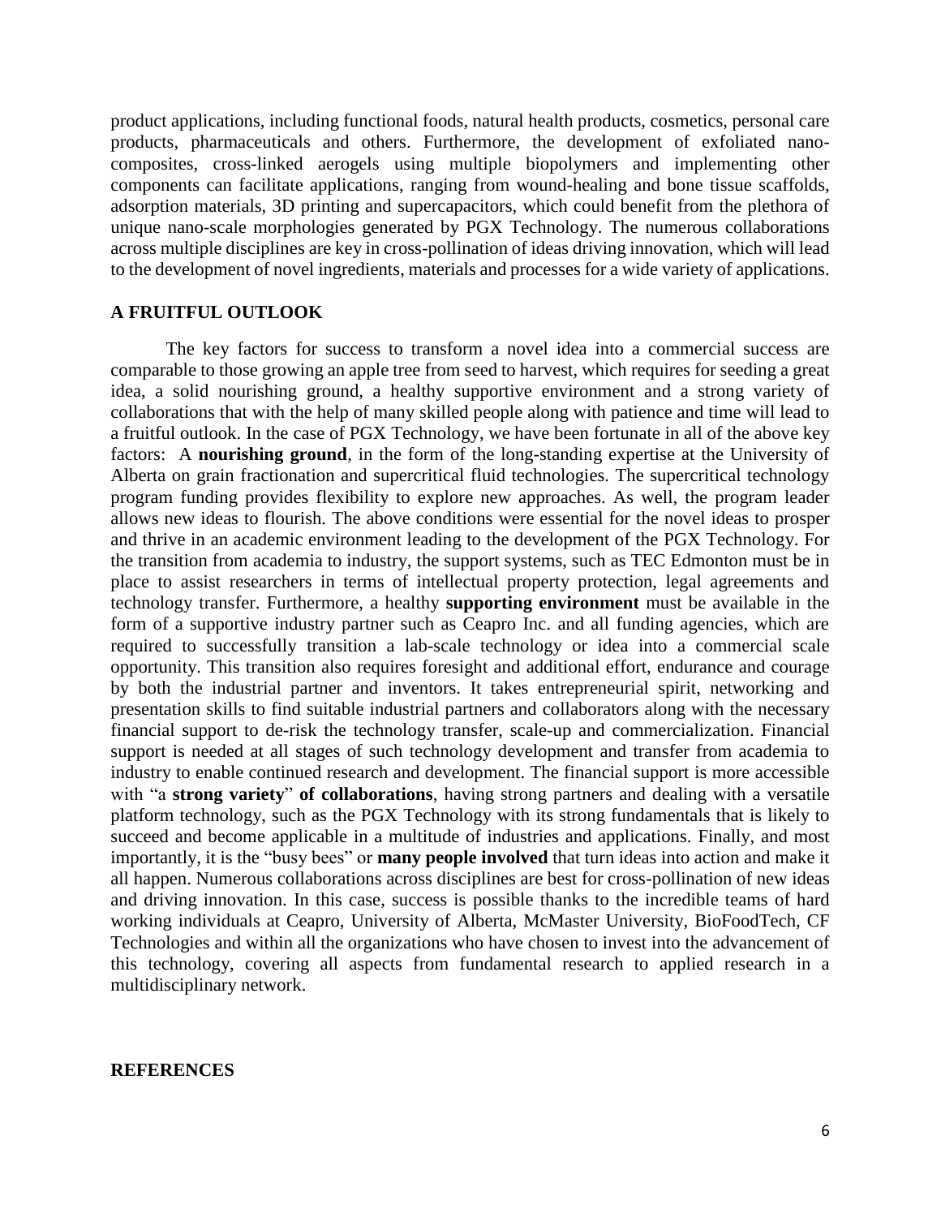product applications, including functional foods, natural health products, cosmetics, personal care products, pharmaceuticals and others. Furthermore, the development of exfoliated nano-composites, cross-linked aerogels using multiple biopolymers and implementing other components can facilitate applications, ranging from wound-healing and bone tissue scaffolds, adsorption materials, 3D printing and supercapacitors, which could benefit from the plethora of unique nano-scale morphologies generated by PGX Technology. The numerous collaborations across multiple disciplines are key in cross-pollination of ideas driving innovation, which will lead to the development of novel ingredients, materials and processes for a wide variety of applications.

## A FRUITFUL OUTLOOK

The key factors for success to transform a novel idea into a commercial success are comparable to those growing an apple tree from seed to harvest, which requires for seeding a great idea, a solid nourishing ground, a healthy supportive environment and a strong variety of collaborations that with the help of many skilled people along with patience and time will lead to a fruitful outlook. In the case of PGX Technology, we have been fortunate in all of the above key factors: A **nourishing ground**, in the form of the long-standing expertise at the University of Alberta on grain fractionation and supercritical fluid technologies. The supercritical technology program funding provides flexibility to explore new approaches. As well, the program leader allows new ideas to flourish. The above conditions were essential for the novel ideas to prosper and thrive in an academic environment leading to the development of the PGX Technology. For the transition from academia to industry, the support systems, such as TEC Edmonton must be in place to assist researchers in terms of intellectual property protection, legal agreements and technology transfer. Furthermore, a healthy **supporting environment** must be available in the form of a supportive industry partner such as Ceapro Inc. and all funding agencies, which are required to successfully transition a lab-scale technology or idea into a commercial scale opportunity. This transition also requires foresight and additional effort, endurance and courage by both the industrial partner and inventors. It takes entrepreneurial spirit, networking and presentation skills to find suitable industrial partners and collaborators along with the necessary financial support to de-risk the technology transfer, scale-up and commercialization. Financial support is needed at all stages of such technology development and transfer from academia to industry to enable continued research and development. The financial support is more accessible with "a **strong variety**" **of collaborations**, having strong partners and dealing with a versatile platform technology, such as the PGX Technology with its strong fundamentals that is likely to succeed and become applicable in a multitude of industries and applications. Finally, and most importantly, it is the "busy bees" or **many people involved** that turn ideas into action and make it all happen. Numerous collaborations across disciplines are best for cross-pollination of new ideas and driving innovation. In this case, success is possible thanks to the incredible teams of hard working individuals at Ceapro, University of Alberta, McMaster University, BioFoodTech, CF Technologies and within all the organizations who have chosen to invest into the advancement of this technology, covering all aspects from fundamental research to applied research in a multidisciplinary network.

## REFERENCES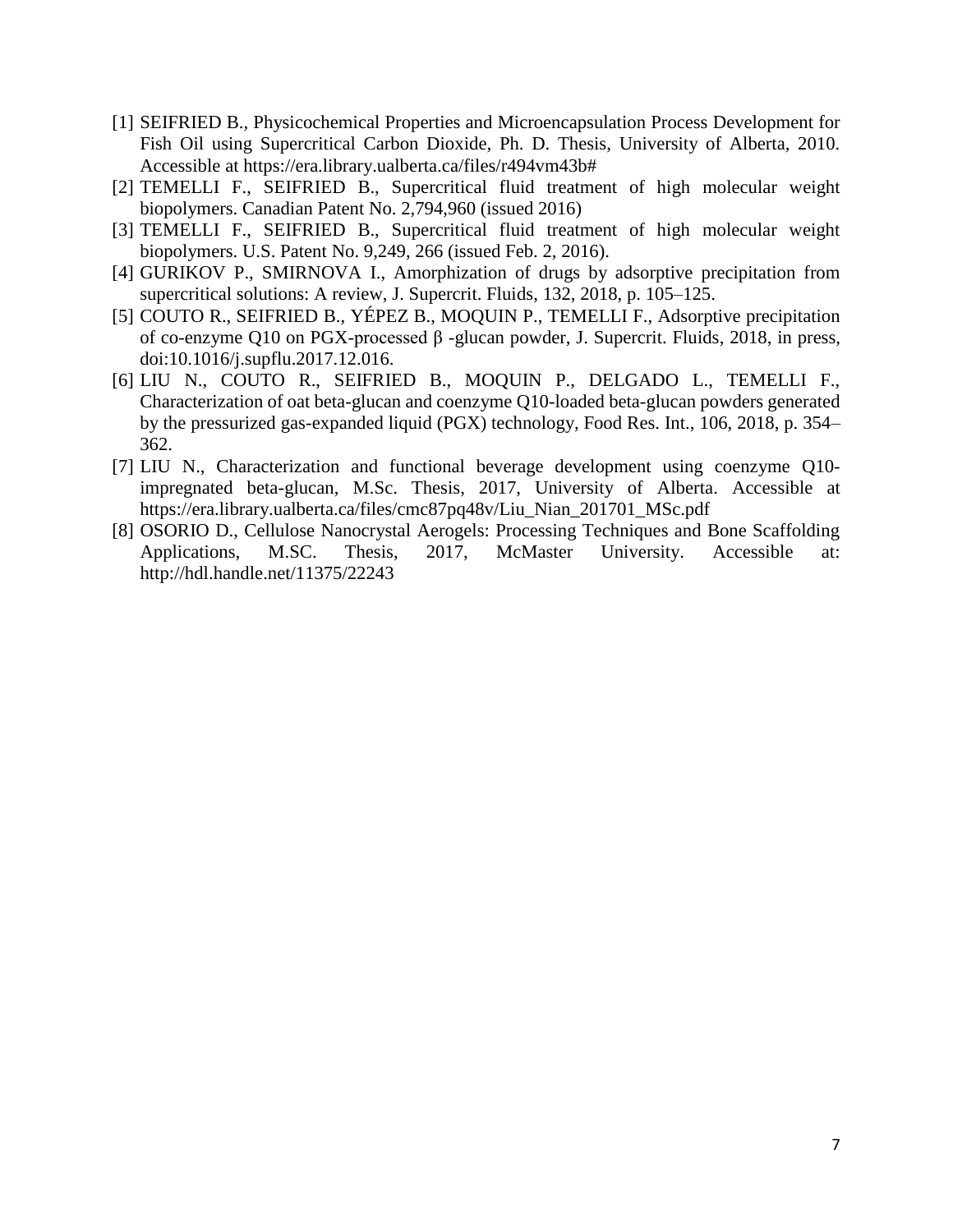[1] SEIFRIED B., Physicochemical Properties and Microencapsulation Process Development for Fish Oil using Supercritical Carbon Dioxide, Ph. D. Thesis, University of Alberta, 2010. Accessible at https://era.library.ualberta.ca/files/r494vm43b#

[2] TEMELLI F., SEIFRIED B., Supercritical fluid treatment of high molecular weight biopolymers. Canadian Patent No. 2,794,960 (issued 2016)

[3] TEMELLI F., SEIFRIED B., Supercritical fluid treatment of high molecular weight biopolymers. U.S. Patent No. 9,249, 266 (issued Feb. 2, 2016).

[4] GURIKOV P., SMIRNOVA I., Amorphization of drugs by adsorptive precipitation from supercritical solutions: A review, J. Supercrit. Fluids, 132, 2018, p. 105–125.

[5] COUTO R., SEIFRIED B., YÉPEZ B., MOQUIN P., TEMELLI F., Adsorptive precipitation of co-enzyme Q10 on PGX-processed β -glucan powder, J. Supercrit. Fluids, 2018, in press, doi:10.1016/j.supflu.2017.12.016.

[6] LIU N., COUTO R., SEIFRIED B., MOQUIN P., DELGADO L., TEMELLI F., Characterization of oat beta-glucan and coenzyme Q10-loaded beta-glucan powders generated by the pressurized gas-expanded liquid (PGX) technology, Food Res. Int., 106, 2018, p. 354–362.

[7] LIU N., Characterization and functional beverage development using coenzyme Q10-impregnated beta-glucan, M.Sc. Thesis, 2017, University of Alberta. Accessible at https://era.library.ualberta.ca/files/cmc87pq48v/Liu_Nian_201701_MSc.pdf

[8] OSORIO D., Cellulose Nanocrystal Aerogels: Processing Techniques and Bone Scaffolding Applications, M.SC. Thesis, 2017, McMaster University. Accessible at: http://hdl.handle.net/11375/22243